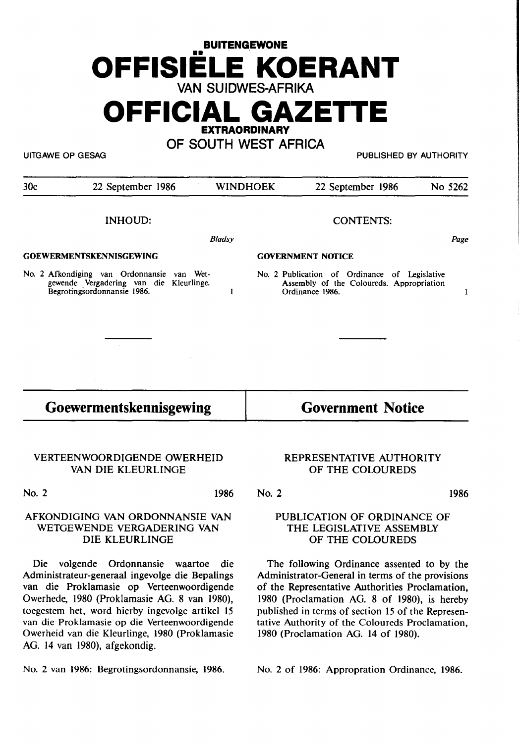# BUITENGEWONE OFFISIËLE KOERANT VAN SUIDWES-AFRIKA

# OFFICIAL GAZETTE EXTRAORDINARY OF SOUTH WEST AFRICA

UITGAWE OP GESAG — PUBLISHED BY AUTHORITY

| 30c | 22 September 1986 | WINDHOEK | 22 September 1986 | No 5262 |
|---|---|---|---|---|

**INHOUD:**

| | *Bladsy* |
|---|---|
| **GOEWERMENTSKENNISGEWING** | |
| No. 2 Afkondiging van Ordonnansie van Wetgewende Vergadering van die Kleurlinge. Begrotingsordonnansie 1986. | 1 |

**CONTENTS:**

| | *Page* |
|---|---|
| **GOVERNMENT NOTICE** | |
| No. 2 Publication of Ordinance of Legislative Assembly of the Coloureds. Appropriation Ordinance 1986. | 1 |

## Goewermentskennisgewing

### VERTEENWOORDIGENDE OWERHEID VAN DIE KLEURLINGE

No. 2 — 1986

### AFKONDIGING VAN ORDONNANSIE VAN WETGEWENDE VERGADERING VAN DIE KLEURLINGE

Die volgende Ordonnansie waartoe die Administrateur-generaal ingevolge die Bepalings van die Proklamasie op Verteenwoordigende Owerhede, 1980 (Proklamasie AG. 8 van 1980), toegestem het, word hierby ingevolge artikel 15 van die Proklamasie op die Verteenwoordigende Owerheid van die Kleurlinge, 1980 (Proklamasie AG. 14 van 1980), afgekondig.

No. 2 van 1986: Begrotingsordonnansie, 1986.

## Government Notice

### REPRESENTATIVE AUTHORITY OF THE COLOUREDS

No. 2 — 1986

### PUBLICATION OF ORDINANCE OF THE LEGISLATIVE ASSEMBLY OF THE COLOUREDS

The following Ordinance assented to by the Administrator-General in terms of the provisions of the Representative Authorities Proclamation, 1980 (Proclamation AG. 8 of 1980), is hereby published in terms of section 15 of the Representative Authority of the Coloureds Proclamation, 1980 (Proclamation AG. 14 of 1980).

No. 2 of 1986: Appropration Ordinance, 1986.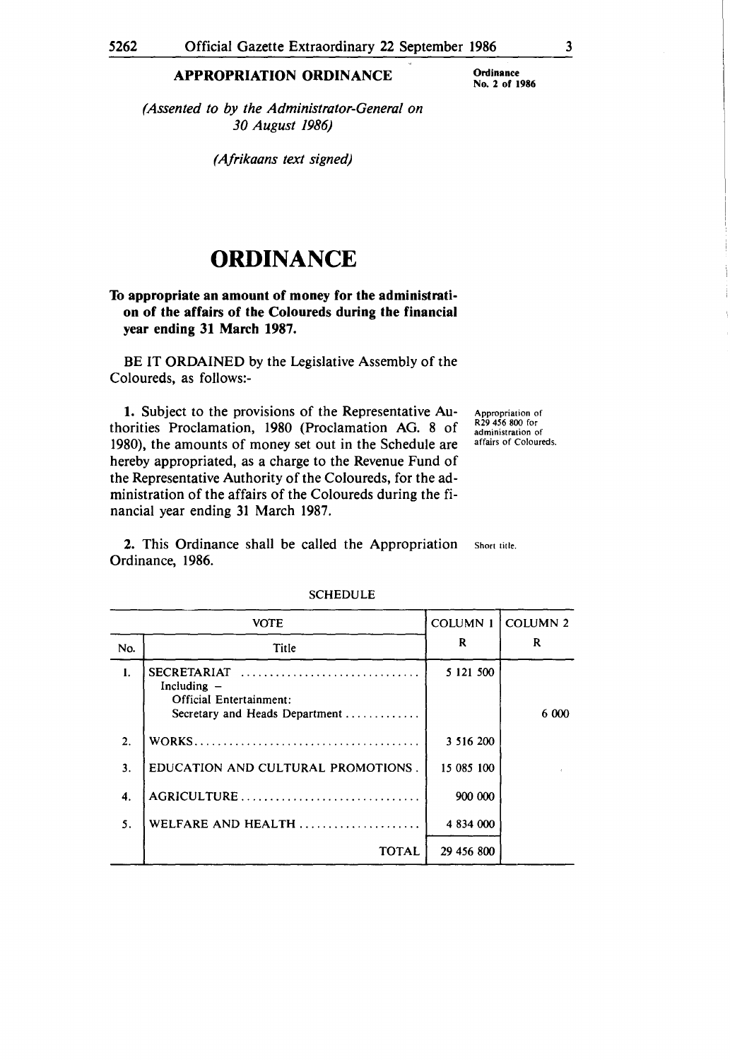## APPROPRIATION ORDINANCE

**Ordinance No. 2 of 1986**

*(Assented to by the Administrator-General on 30 August 1986)*

*(Afrikaans text signed)*

# ORDINANCE

**To appropriate an amount of money for the administration of the affairs of the Coloureds during the financial year ending 31 March 1987.**

BE IT ORDAINED by the Legislative Assembly of the Coloureds, as follows:-

Appropriation of R29 456 800 for administration of affairs of Coloureds.

**1.** Subject to the provisions of the Representative Authorities Proclamation, 1980 (Proclamation AG. 8 of 1980), the amounts of money set out in the Schedule are hereby appropriated, as a charge to the Revenue Fund of the Representative Authority of the Coloureds, for the administration of the affairs of the Coloureds during the financial year ending 31 March 1987.

Short title.

**2.** This Ordinance shall be called the Appropriation Ordinance, 1986.

SCHEDULE

| VOTE | | COLUMN 1 | COLUMN 2 |
|---|---|---|---|
| No. | Title | R | R |
| 1. | SECRETARIAT ............................... Including – Official Entertainment: Secretary and Heads Department ............ | 5 121 500 | 6 000 |
| 2. | WORKS....................................... | 3 516 200 | |
| 3. | EDUCATION AND CULTURAL PROMOTIONS . | 15 085 100 | |
| 4. | AGRICULTURE ............................... | 900 000 | |
| 5. | WELFARE AND HEALTH ..................... | 4 834 000 | |
| | TOTAL | 29 456 800 | |